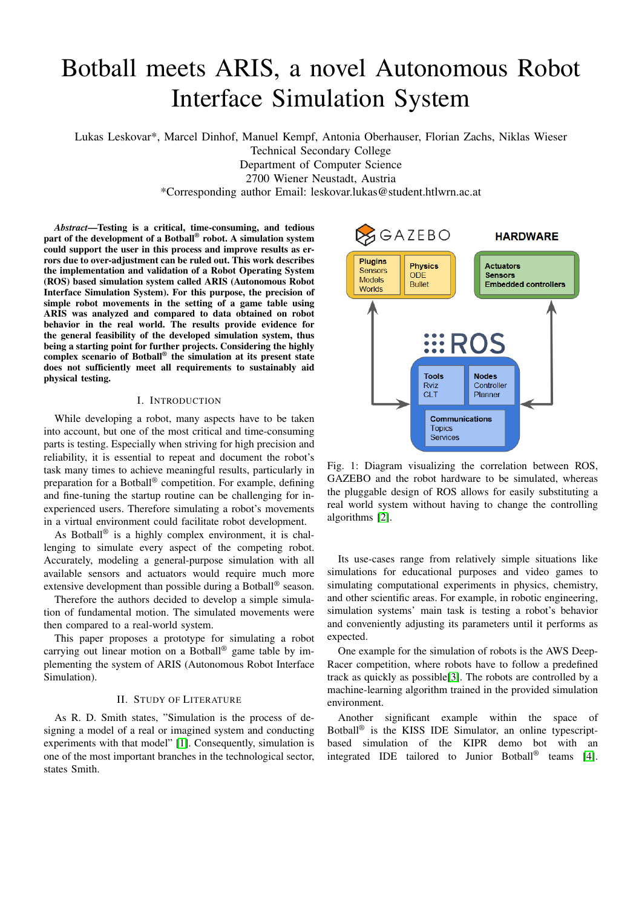# Botball meets ARIS, a novel Autonomous Robot Interface Simulation System

Lukas Leskovar*, Marcel Dinhof, Manuel Kempf, Antonia Oberhauser, Florian Zachs, Niklas Wieser
Technical Secondary College
Department of Computer Science
2700 Wiener Neustadt, Austria
*Corresponding author Email: leskovar.lukas@student.htlwrn.ac.at

***Abstract*—Testing is a critical, time-consuming, and tedious part of the development of a Botball® robot. A simulation system could support the user in this process and improve results as errors due to over-adjustment can be ruled out. This work describes the implementation and validation of a Robot Operating System (ROS) based simulation system called ARIS (Autonomous Robot Interface Simulation System). For this purpose, the precision of simple robot movements in the setting of a game table using ARIS was analyzed and compared to data obtained on robot behavior in the real world. The results provide evidence for the general feasibility of the developed simulation system, thus being a starting point for further projects. Considering the highly complex scenario of Botball® the simulation at its present state does not sufficiently meet all requirements to sustainably aid physical testing.**

## I. Introduction

While developing a robot, many aspects have to be taken into account, but one of the most critical and time-consuming parts is testing. Especially when striving for high precision and reliability, it is essential to repeat and document the robot's task many times to achieve meaningful results, particularly in preparation for a Botball® competition. For example, defining and fine-tuning the startup routine can be challenging for inexperienced users. Therefore simulating a robot's movements in a virtual environment could facilitate robot development.

As Botball® is a highly complex environment, it is challenging to simulate every aspect of the competing robot. Accurately, modeling a general-purpose simulation with all available sensors and actuators would require much more extensive development than possible during a Botball® season.

Therefore the authors decided to develop a simple simulation of fundamental motion. The simulated movements were then compared to a real-world system.

This paper proposes a prototype for simulating a robot carrying out linear motion on a Botball® game table by implementing the system of ARIS (Autonomous Robot Interface Simulation).

## II. Study of Literature

As R. D. Smith states, "Simulation is the process of designing a model of a real or imagined system and conducting experiments with that model" [1]. Consequently, simulation is one of the most important branches in the technological sector, states Smith.

Fig. 1: Diagram visualizing the correlation between ROS, GAZEBO and the robot hardware to be simulated, whereas the pluggable design of ROS allows for easily substituting a real world system without having to change the controlling algorithms [2].

Its use-cases range from relatively simple situations like simulations for educational purposes and video games to simulating computational experiments in physics, chemistry, and other scientific areas. For example, in robotic engineering, simulation systems' main task is testing a robot's behavior and conveniently adjusting its parameters until it performs as expected.

One example for the simulation of robots is the AWS DeepRacer competition, where robots have to follow a predefined track as quickly as possible[3]. The robots are controlled by a machine-learning algorithm trained in the provided simulation environment.

Another significant example within the space of Botball® is the KISS IDE Simulator, an online typescript-based simulation of the KIPR demo bot with an integrated IDE tailored to Junior Botball® teams [4].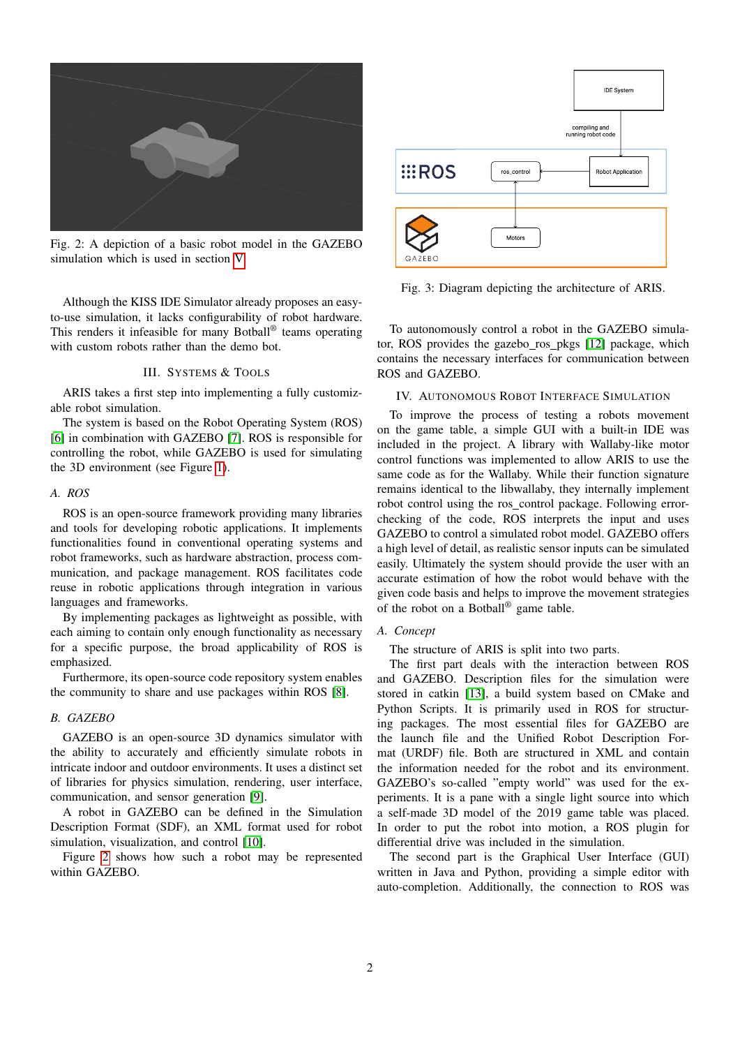Fig. 2: A depiction of a basic robot model in the GAZEBO simulation which is used in section V.

Although the KISS IDE Simulator already proposes an easy-to-use simulation, it lacks configurability of robot hardware. This renders it infeasible for many Botball® teams operating with custom robots rather than the demo bot.

## III. Systems & Tools

ARIS takes a first step into implementing a fully customizable robot simulation.

The system is based on the Robot Operating System (ROS) [6] in combination with GAZEBO [7]. ROS is responsible for controlling the robot, while GAZEBO is used for simulating the 3D environment (see Figure 1).

### A. ROS

ROS is an open-source framework providing many libraries and tools for developing robotic applications. It implements functionalities found in conventional operating systems and robot frameworks, such as hardware abstraction, process communication, and package management. ROS facilitates code reuse in robotic applications through integration in various languages and frameworks.

By implementing packages as lightweight as possible, with each aiming to contain only enough functionality as necessary for a specific purpose, the broad applicability of ROS is emphasized.

Furthermore, its open-source code repository system enables the community to share and use packages within ROS [8].

### B. GAZEBO

GAZEBO is an open-source 3D dynamics simulator with the ability to accurately and efficiently simulate robots in intricate indoor and outdoor environments. It uses a distinct set of libraries for physics simulation, rendering, user interface, communication, and sensor generation [9].

A robot in GAZEBO can be defined in the Simulation Description Format (SDF), an XML format used for robot simulation, visualization, and control [10].

Figure 2 shows how such a robot may be represented within GAZEBO.

Fig. 3: Diagram depicting the architecture of ARIS.

To autonomously control a robot in the GAZEBO simulator, ROS provides the gazebo_ros_pkgs [12] package, which contains the necessary interfaces for communication between ROS and GAZEBO.

## IV. Autonomous Robot Interface Simulation

To improve the process of testing a robots movement on the game table, a simple GUI with a built-in IDE was included in the project. A library with Wallaby-like motor control functions was implemented to allow ARIS to use the same code as for the Wallaby. While their function signature remains identical to the libwallaby, they internally implement robot control using the ros_control package. Following error-checking of the code, ROS interprets the input and uses GAZEBO to control a simulated robot model. GAZEBO offers a high level of detail, as realistic sensor inputs can be simulated easily. Ultimately the system should provide the user with an accurate estimation of how the robot would behave with the given code basis and helps to improve the movement strategies of the robot on a Botball® game table.

### A. Concept

The structure of ARIS is split into two parts.

The first part deals with the interaction between ROS and GAZEBO. Description files for the simulation were stored in catkin [13], a build system based on CMake and Python Scripts. It is primarily used in ROS for structuring packages. The most essential files for GAZEBO are the launch file and the Unified Robot Description Format (URDF) file. Both are structured in XML and contain the information needed for the robot and its environment. GAZEBO's so-called "empty world" was used for the experiments. It is a pane with a single light source into which a self-made 3D model of the 2019 game table was placed. In order to put the robot into motion, a ROS plugin for differential drive was included in the simulation.

The second part is the Graphical User Interface (GUI) written in Java and Python, providing a simple editor with auto-completion. Additionally, the connection to ROS was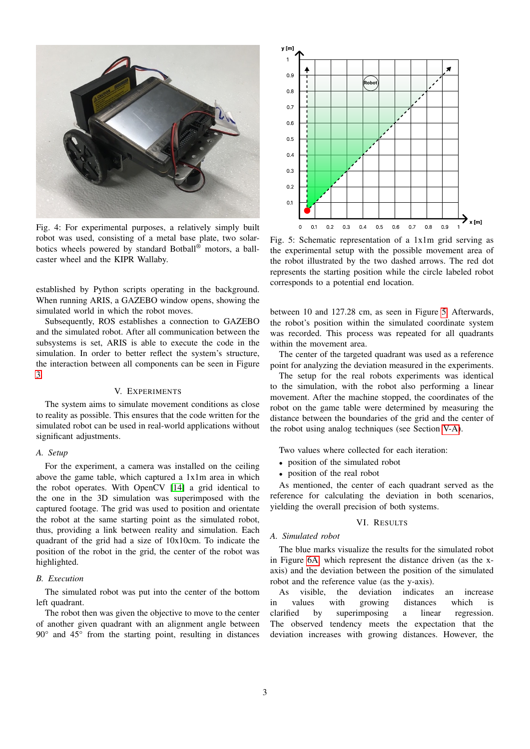Fig. 4: For experimental purposes, a relatively simply built robot was used, consisting of a metal base plate, two solarbotics wheels powered by standard Botball® motors, a ball-caster wheel and the KIPR Wallaby.

Fig. 5: Schematic representation of a 1x1m grid serving as the experimental setup with the possible movement area of the robot illustrated by the two dashed arrows. The red dot represents the starting position while the circle labeled robot corresponds to a potential end location.

established by Python scripts operating in the background. When running ARIS, a GAZEBO window opens, showing the simulated world in which the robot moves.

Subsequently, ROS establishes a connection to GAZEBO and the simulated robot. After all communication between the subsystems is set, ARIS is able to execute the code in the simulation. In order to better reflect the system's structure, the interaction between all components can be seen in Figure 3.

## V. Experiments

The system aims to simulate movement conditions as close to reality as possible. This ensures that the code written for the simulated robot can be used in real-world applications without significant adjustments.

### A. Setup

For the experiment, a camera was installed on the ceiling above the game table, which captured a 1x1m area in which the robot operates. With OpenCV [14] a grid identical to the one in the 3D simulation was superimposed with the captured footage. The grid was used to position and orientate the robot at the same starting point as the simulated robot, thus, providing a link between reality and simulation. Each quadrant of the grid had a size of 10x10cm. To indicate the position of the robot in the grid, the center of the robot was highlighted.

### B. Execution

The simulated robot was put into the center of the bottom left quadrant.

The robot then was given the objective to move to the center of another given quadrant with an alignment angle between 90° and 45° from the starting point, resulting in distances between 10 and 127.28 cm, as seen in Figure 5. Afterwards, the robot's position within the simulated coordinate system was recorded. This process was repeated for all quadrants within the movement area.

The center of the targeted quadrant was used as a reference point for analyzing the deviation measured in the experiments.

The setup for the real robots experiments was identical to the simulation, with the robot also performing a linear movement. After the machine stopped, the coordinates of the robot on the game table were determined by measuring the distance between the boundaries of the grid and the center of the robot using analog techniques (see Section V-A).

Two values where collected for each iteration:

- position of the simulated robot
- position of the real robot

As mentioned, the center of each quadrant served as the reference for calculating the deviation in both scenarios, yielding the overall precision of both systems.

## VI. Results

### A. Simulated robot

The blue marks visualize the results for the simulated robot in Figure 6A which represent the distance driven (as the x-axis) and the deviation between the position of the simulated robot and the reference value (as the y-axis).

As visible, the deviation indicates an increase in values with growing distances which is clarified by superimposing a linear regression. The observed tendency meets the expectation that the deviation increases with growing distances. However, the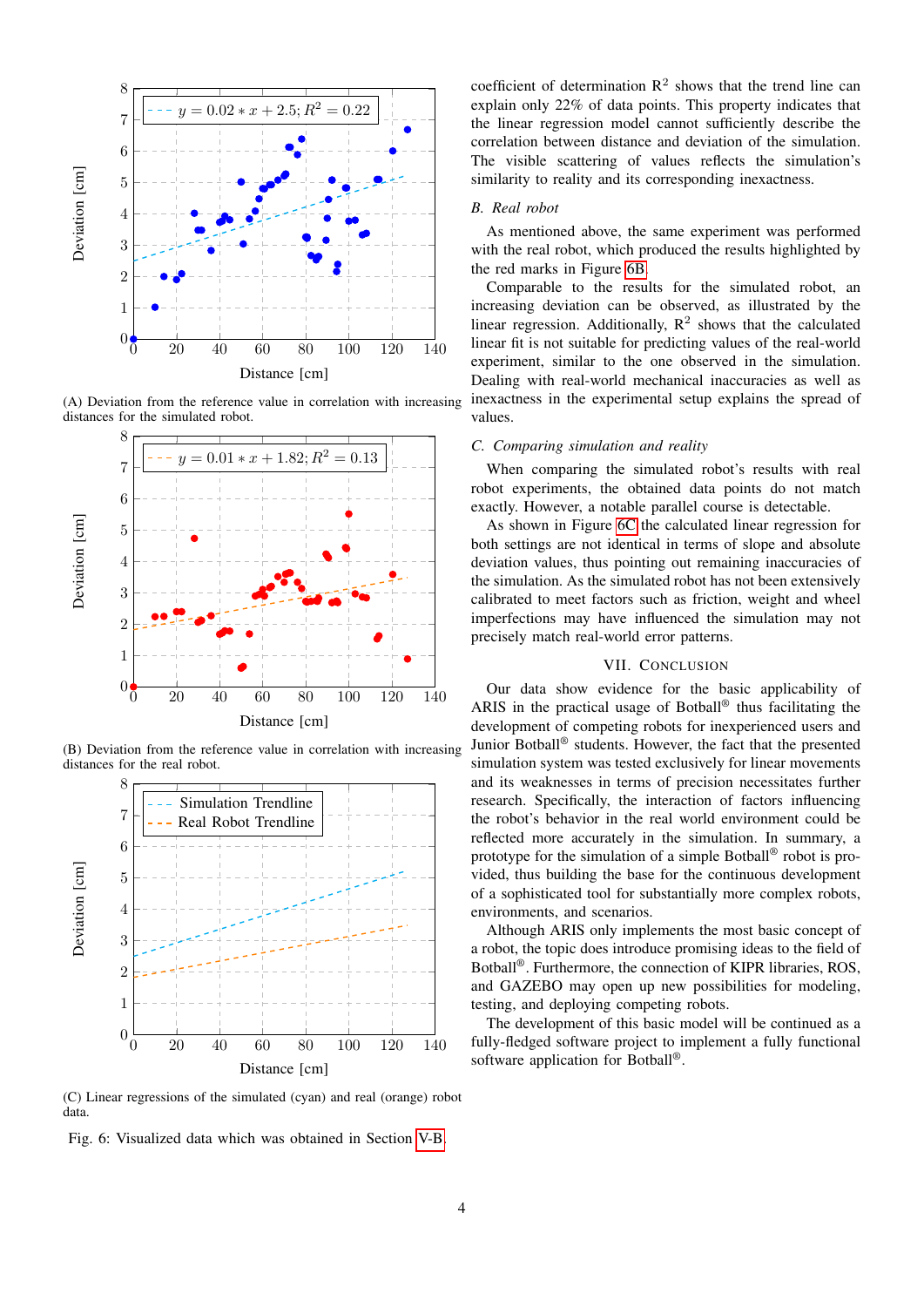(A) Deviation from the reference value in correlation with increasing distances for the simulated robot.

(B) Deviation from the reference value in correlation with increasing distances for the real robot.

(C) Linear regressions of the simulated (cyan) and real (orange) robot data.

Fig. 6: Visualized data which was obtained in Section V-B.

coefficient of determination $R^2$ shows that the trend line can explain only 22% of data points. This property indicates that the linear regression model cannot sufficiently describe the correlation between distance and deviation of the simulation. The visible scattering of values reflects the simulation's similarity to reality and its corresponding inexactness.

### B. Real robot

As mentioned above, the same experiment was performed with the real robot, which produced the results highlighted by the red marks in Figure 6B.

Comparable to the results for the simulated robot, an increasing deviation can be observed, as illustrated by the linear regression. Additionally, $R^2$ shows that the calculated linear fit is not suitable for predicting values of the real-world experiment, similar to the one observed in the simulation. Dealing with real-world mechanical inaccuracies as well as inexactness in the experimental setup explains the spread of values.

### C. Comparing simulation and reality

When comparing the simulated robot's results with real robot experiments, the obtained data points do not match exactly. However, a notable parallel course is detectable.

As shown in Figure 6C the calculated linear regression for both settings are not identical in terms of slope and absolute deviation values, thus pointing out remaining inaccuracies of the simulation. As the simulated robot has not been extensively calibrated to meet factors such as friction, weight and wheel imperfections may have influenced the simulation may not precisely match real-world error patterns.

## VII. Conclusion

Our data show evidence for the basic applicability of ARIS in the practical usage of Botball® thus facilitating the development of competing robots for inexperienced users and Junior Botball® students. However, the fact that the presented simulation system was tested exclusively for linear movements and its weaknesses in terms of precision necessitates further research. Specifically, the interaction of factors influencing the robot's behavior in the real world environment could be reflected more accurately in the simulation. In summary, a prototype for the simulation of a simple Botball® robot is provided, thus building the base for the continuous development of a sophisticated tool for substantially more complex robots, environments, and scenarios.

Although ARIS only implements the most basic concept of a robot, the topic does introduce promising ideas to the field of Botball®. Furthermore, the connection of KIPR libraries, ROS, and GAZEBO may open up new possibilities for modeling, testing, and deploying competing robots.

The development of this basic model will be continued as a fully-fledged software project to implement a fully functional software application for Botball®.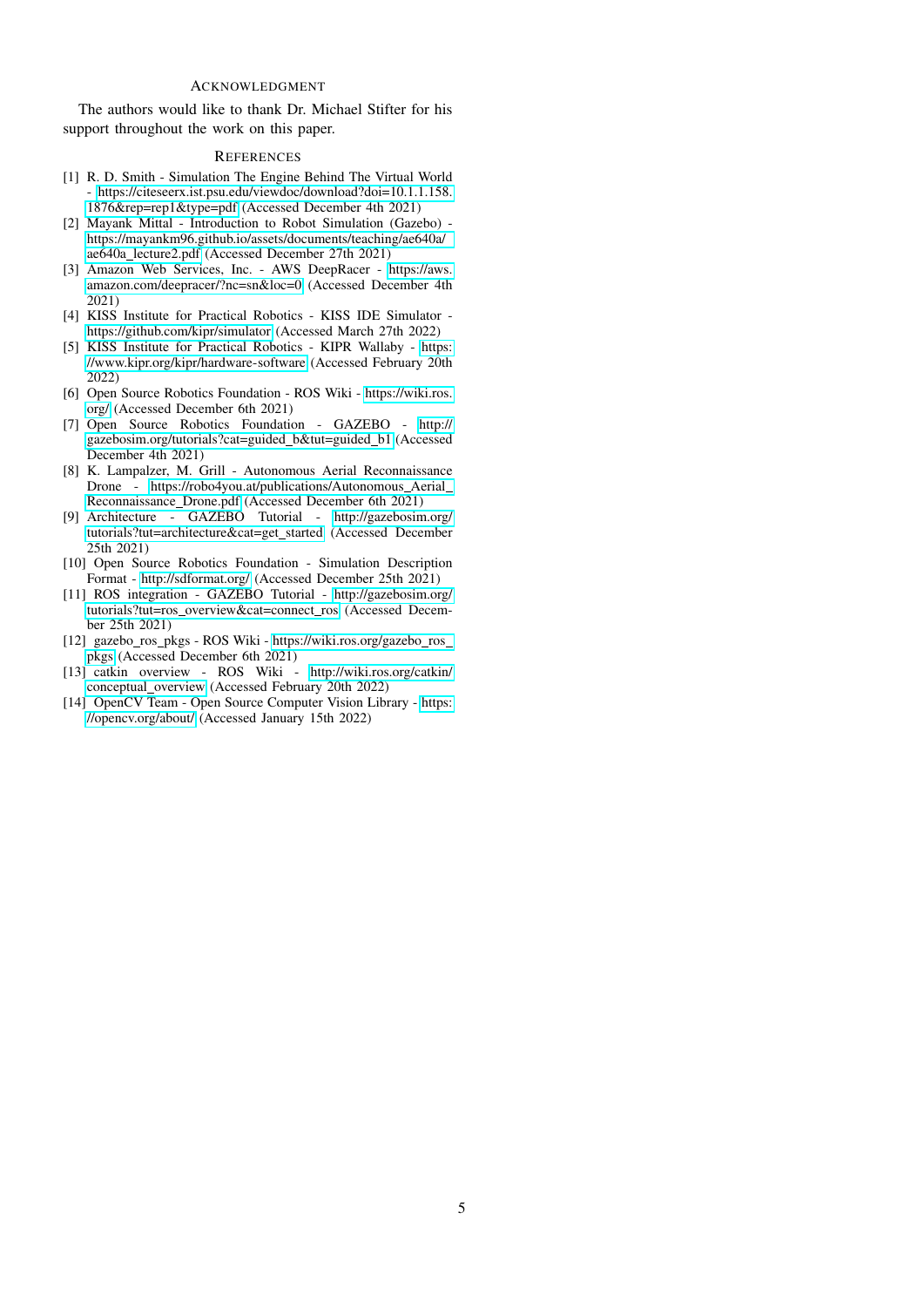## ACKNOWLEDGMENT

The authors would like to thank Dr. Michael Stifter for his support throughout the work on this paper.

## REFERENCES

[1] R. D. Smith - Simulation The Engine Behind The Virtual World - https://citeseerx.ist.psu.edu/viewdoc/download?doi=10.1.1.158.1876&rep=rep1&type=pdf (Accessed December 4th 2021)

[2] Mayank Mittal - Introduction to Robot Simulation (Gazebo) - https://mayankm96.github.io/assets/documents/teaching/ae640a/ae640a_lecture2.pdf (Accessed December 27th 2021)

[3] Amazon Web Services, Inc. - AWS DeepRacer - https://aws.amazon.com/deepracer/?nc=sn&loc=0 (Accessed December 4th 2021)

[4] KISS Institute for Practical Robotics - KISS IDE Simulator - https://github.com/kipr/simulator (Accessed March 27th 2022)

[5] KISS Institute for Practical Robotics - KIPR Wallaby - https://www.kipr.org/kipr/hardware-software (Accessed February 20th 2022)

[6] Open Source Robotics Foundation - ROS Wiki - https://wiki.ros.org/ (Accessed December 6th 2021)

[7] Open Source Robotics Foundation - GAZEBO - http://gazebosim.org/tutorials?cat=guided_b&tut=guided_b1 (Accessed December 4th 2021)

[8] K. Lampalzer, M. Grill - Autonomous Aerial Reconnaissance Drone - https://robo4you.at/publications/Autonomous_Aerial_Reconnaissance_Drone.pdf (Accessed December 6th 2021)

[9] Architecture - GAZEBO Tutorial - http://gazebosim.org/tutorials?tut=architecture&cat=get_started (Accessed December 25th 2021)

[10] Open Source Robotics Foundation - Simulation Description Format - http://sdformat.org/ (Accessed December 25th 2021)

[11] ROS integration - GAZEBO Tutorial - http://gazebosim.org/tutorials?tut=ros_overview&cat=connect_ros (Accessed December 25th 2021)

[12] gazebo_ros_pkgs - ROS Wiki - https://wiki.ros.org/gazebo_ros_pkgs (Accessed December 6th 2021)

[13] catkin overview - ROS Wiki - http://wiki.ros.org/catkin/conceptual_overview (Accessed February 20th 2022)

[14] OpenCV Team - Open Source Computer Vision Library - https://opencv.org/about/ (Accessed January 15th 2022)